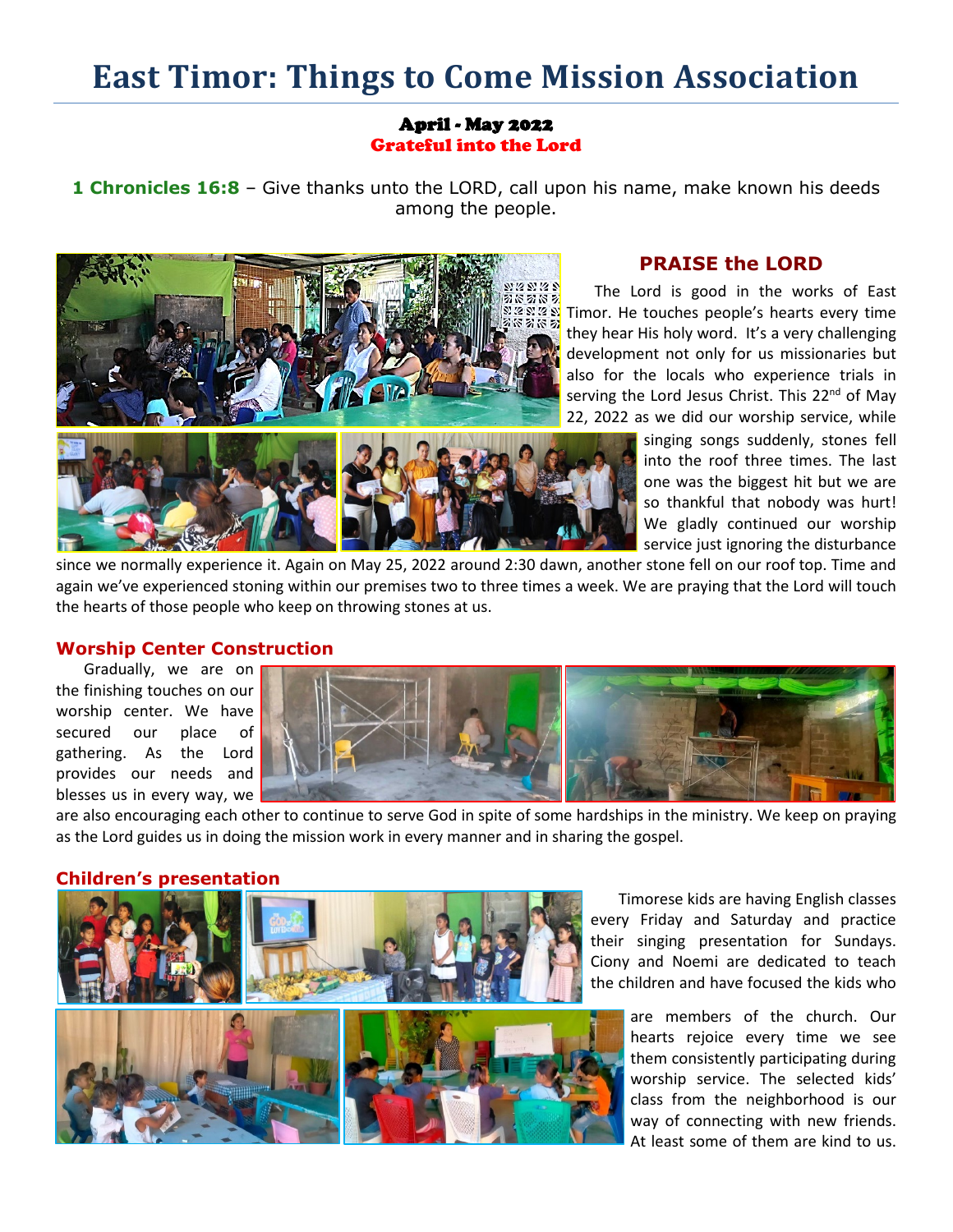# East Timor: Things to Come Mission Association

**April - May 2022**
**Grateful into the Lord**

**1 Chronicles 16:8** – Give thanks unto the LORD, call upon his name, make known his deeds among the people.

## PRAISE the LORD

The Lord is good in the works of East Timor. He touches people's hearts every time they hear His holy word. It's a very challenging development not only for us missionaries but also for the locals who experience trials in serving the Lord Jesus Christ. This 22nd of May 22, 2022 as we did our worship service, while singing songs suddenly, stones fell into the roof three times. The last one was the biggest hit but we are so thankful that nobody was hurt! We gladly continued our worship service just ignoring the disturbance since we normally experience it. Again on May 25, 2022 around 2:30 dawn, another stone fell on our roof top. Time and again we've experienced stoning within our premises two to three times a week. We are praying that the Lord will touch the hearts of those people who keep on throwing stones at us.

## Worship Center Construction

Gradually, we are on the finishing touches on our worship center. We have secured our place of gathering. As the Lord provides our needs and blesses us in every way, we are also encouraging each other to continue to serve God in spite of some hardships in the ministry. We keep on praying as the Lord guides us in doing the mission work in every manner and in sharing the gospel.

## Children's presentation

Timorese kids are having English classes every Friday and Saturday and practice their singing presentation for Sundays. Ciony and Noemi are dedicated to teach the children and have focused the kids who are members of the church. Our hearts rejoice every time we see them consistently participating during worship service. The selected kids' class from the neighborhood is our way of connecting with new friends. At least some of them are kind to us.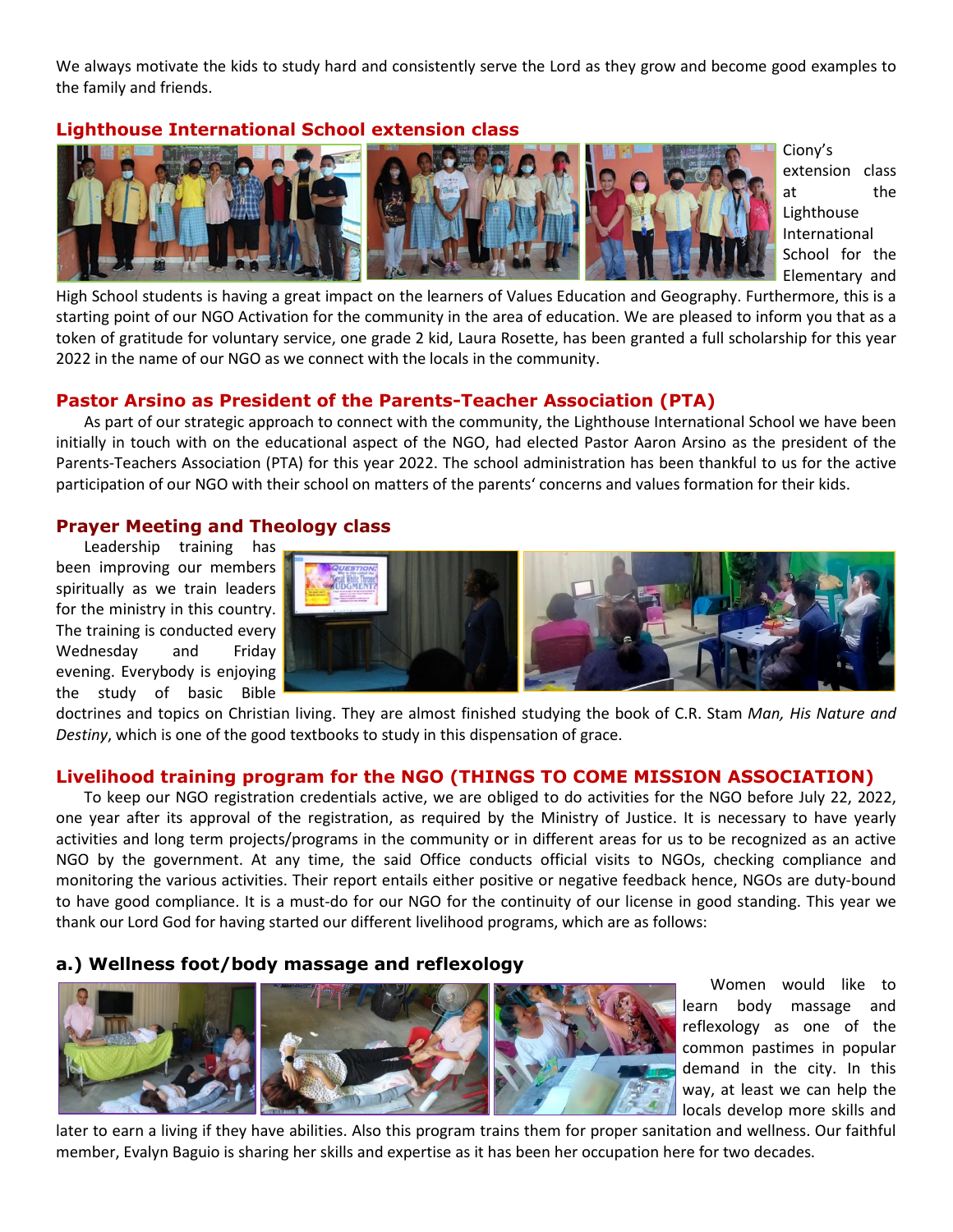We always motivate the kids to study hard and consistently serve the Lord as they grow and become good examples to the family and friends.

## Lighthouse International School extension class

Ciony's extension class at the Lighthouse International School for the Elementary and High School students is having a great impact on the learners of Values Education and Geography. Furthermore, this is a starting point of our NGO Activation for the community in the area of education. We are pleased to inform you that as a token of gratitude for voluntary service, one grade 2 kid, Laura Rosette, has been granted a full scholarship for this year 2022 in the name of our NGO as we connect with the locals in the community.

## Pastor Arsino as President of the Parents-Teacher Association (PTA)

As part of our strategic approach to connect with the community, the Lighthouse International School we have been initially in touch with on the educational aspect of the NGO, had elected Pastor Aaron Arsino as the president of the Parents-Teachers Association (PTA) for this year 2022. The school administration has been thankful to us for the active participation of our NGO with their school on matters of the parents' concerns and values formation for their kids.

## Prayer Meeting and Theology class

Leadership training has been improving our members spiritually as we train leaders for the ministry in this country. The training is conducted every Wednesday and Friday evening. Everybody is enjoying the study of basic Bible doctrines and topics on Christian living. They are almost finished studying the book of C.R. Stam *Man, His Nature and Destiny*, which is one of the good textbooks to study in this dispensation of grace.

## Livelihood training program for the NGO (THINGS TO COME MISSION ASSOCIATION)

To keep our NGO registration credentials active, we are obliged to do activities for the NGO before July 22, 2022, one year after its approval of the registration, as required by the Ministry of Justice. It is necessary to have yearly activities and long term projects/programs in the community or in different areas for us to be recognized as an active NGO by the government. At any time, the said Office conducts official visits to NGOs, checking compliance and monitoring the various activities. Their report entails either positive or negative feedback hence, NGOs are duty-bound to have good compliance. It is a must-do for our NGO for the continuity of our license in good standing. This year we thank our Lord God for having started our different livelihood programs, which are as follows:

### a.) Wellness foot/body massage and reflexology

Women would like to learn body massage and reflexology as one of the common pastimes in popular demand in the city. In this way, at least we can help the locals develop more skills and later to earn a living if they have abilities. Also this program trains them for proper sanitation and wellness. Our faithful member, Evalyn Baguio is sharing her skills and expertise as it has been her occupation here for two decades.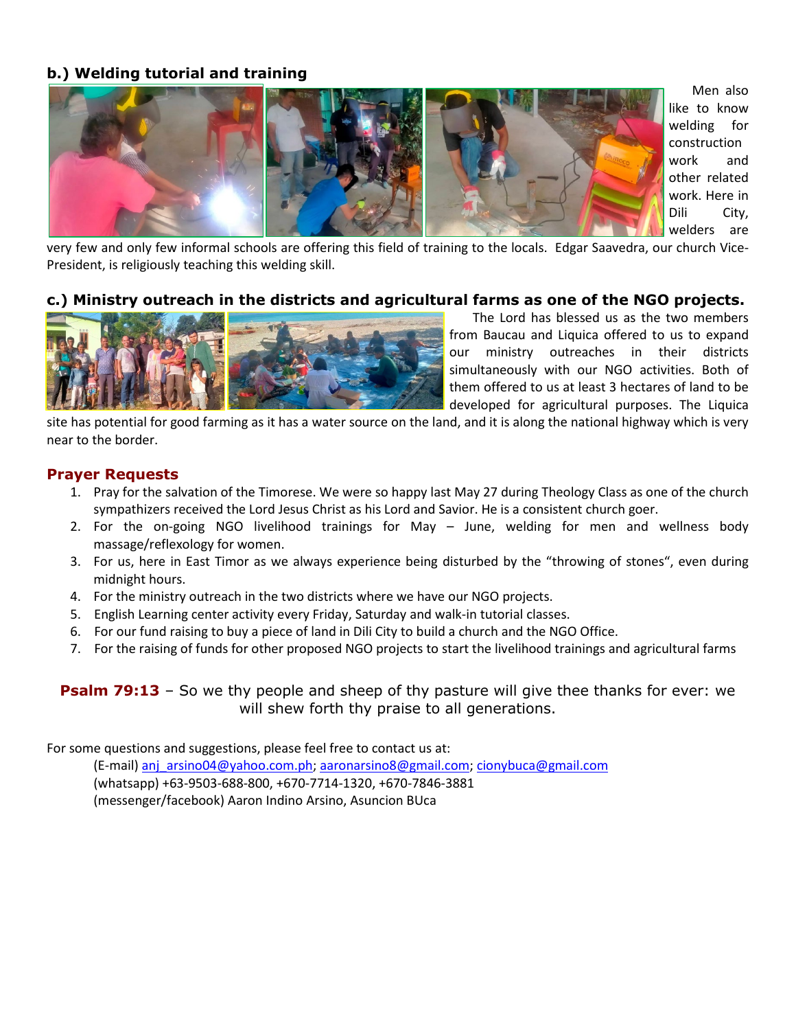### b.) Welding tutorial and training

Men also like to know welding for construction work and other related work. Here in Dili City, welders are very few and only few informal schools are offering this field of training to the locals. Edgar Saavedra, our church Vice-President, is religiously teaching this welding skill.

### c.) Ministry outreach in the districts and agricultural farms as one of the NGO projects.

The Lord has blessed us as the two members from Baucau and Liquica offered to us to expand our ministry outreaches in their districts simultaneously with our NGO activities. Both of them offered to us at least 3 hectares of land to be developed for agricultural purposes. The Liquica site has potential for good farming as it has a water source on the land, and it is along the national highway which is very near to the border.

### Prayer Requests

1. Pray for the salvation of the Timorese. We were so happy last May 27 during Theology Class as one of the church sympathizers received the Lord Jesus Christ as his Lord and Savior. He is a consistent church goer.
2. For the on-going NGO livelihood trainings for May – June, welding for men and wellness body massage/reflexology for women.
3. For us, here in East Timor as we always experience being disturbed by the "throwing of stones", even during midnight hours.
4. For the ministry outreach in the two districts where we have our NGO projects.
5. English Learning center activity every Friday, Saturday and walk-in tutorial classes.
6. For our fund raising to buy a piece of land in Dili City to build a church and the NGO Office.
7. For the raising of funds for other proposed NGO projects to start the livelihood trainings and agricultural farms

**Psalm 79:13** – So we thy people and sheep of thy pasture will give thee thanks for ever: we will shew forth thy praise to all generations.

For some questions and suggestions, please feel free to contact us at:

(E-mail) anj_arsino04@yahoo.com.ph; aaronarsino8@gmail.com; cionybuca@gmail.com
(whatsapp) +63-9503-688-800, +670-7714-1320, +670-7846-3881
(messenger/facebook) Aaron Indino Arsino, Asuncion BUca